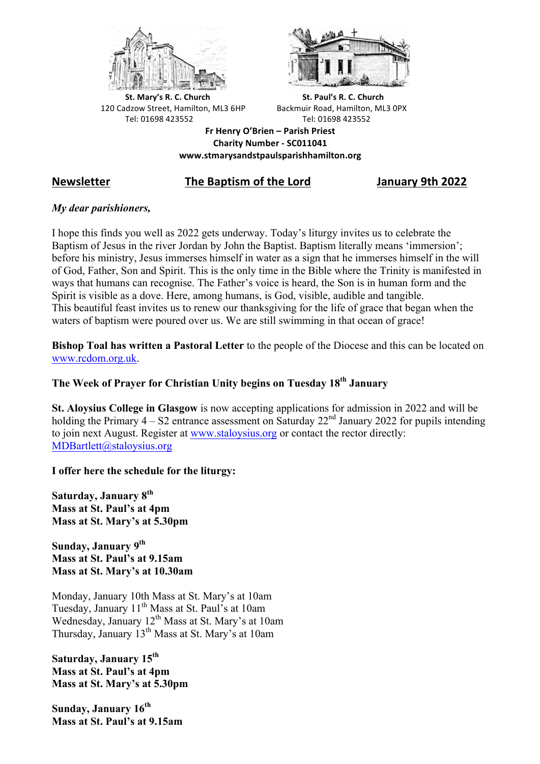**St. Mary's R. C. Church**
120 Cadzow Street, Hamilton, ML3 6HP
Tel: 01698 423552

**St. Paul's R. C. Church**
Backmuir Road, Hamilton, ML3 0PX
Tel: 01698 423552

**Fr Henry O'Brien – Parish Priest**
**Charity Number - SC011041**
**www.stmarysandstpaulsparishhamilton.org**

## Newsletter — The Baptism of the Lord — January 9th 2022

*My dear parishioners,*

I hope this finds you well as 2022 gets underway. Today's liturgy invites us to celebrate the Baptism of Jesus in the river Jordan by John the Baptist. Baptism literally means 'immersion'; before his ministry, Jesus immerses himself in water as a sign that he immerses himself in the will of God, Father, Son and Spirit. This is the only time in the Bible where the Trinity is manifested in ways that humans can recognise. The Father's voice is heard, the Son is in human form and the Spirit is visible as a dove. Here, among humans, is God, visible, audible and tangible.
This beautiful feast invites us to renew our thanksgiving for the life of grace that began when the waters of baptism were poured over us. We are still swimming in that ocean of grace!

**Bishop Toal has written a Pastoral Letter** to the people of the Diocese and this can be located on www.rcdom.org.uk.

**The Week of Prayer for Christian Unity begins on Tuesday 18th January**

**St. Aloysius College in Glasgow** is now accepting applications for admission in 2022 and will be holding the Primary 4 – S2 entrance assessment on Saturday 22nd January 2022 for pupils intending to join next August. Register at www.staloysius.org or contact the rector directly: MDBartlett@staloysius.org

**I offer here the schedule for the liturgy:**

**Saturday, January 8th**
**Mass at St. Paul's at 4pm**
**Mass at St. Mary's at 5.30pm**

**Sunday, January 9th**
**Mass at St. Paul's at 9.15am**
**Mass at St. Mary's at 10.30am**

Monday, January 10th Mass at St. Mary's at 10am
Tuesday, January 11th Mass at St. Paul's at 10am
Wednesday, January 12th Mass at St. Mary's at 10am
Thursday, January 13th Mass at St. Mary's at 10am

**Saturday, January 15th**
**Mass at St. Paul's at 4pm**
**Mass at St. Mary's at 5.30pm**

**Sunday, January 16th**
**Mass at St. Paul's at 9.15am**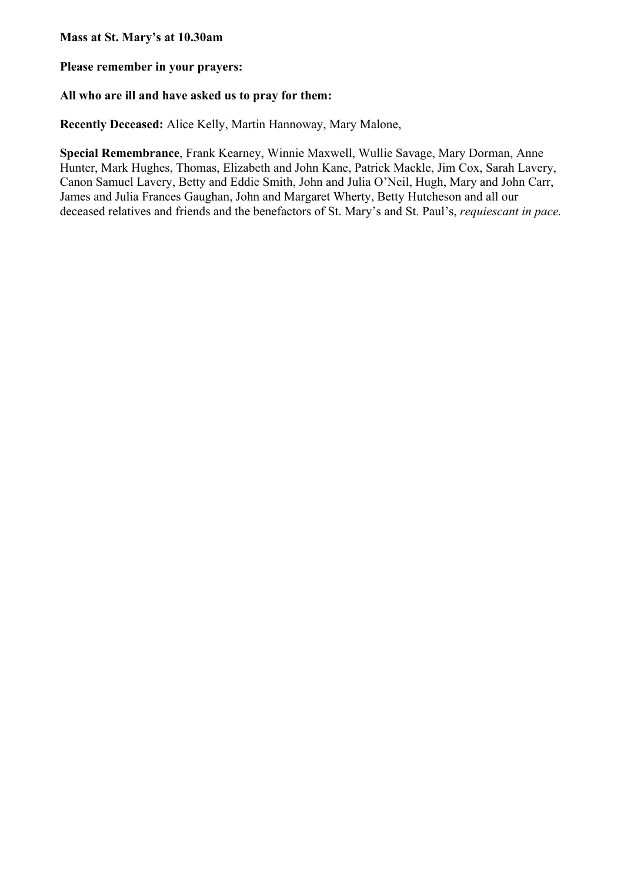**Mass at St. Mary's at 10.30am**

**Please remember in your prayers:**

**All who are ill and have asked us to pray for them:**

**Recently Deceased:** Alice Kelly, Martin Hannoway, Mary Malone,

**Special Remembrance**, Frank Kearney, Winnie Maxwell, Wullie Savage, Mary Dorman, Anne Hunter, Mark Hughes, Thomas, Elizabeth and John Kane, Patrick Mackle, Jim Cox, Sarah Lavery, Canon Samuel Lavery, Betty and Eddie Smith, John and Julia O'Neil, Hugh, Mary and John Carr, James and Julia Frances Gaughan, John and Margaret Wherty, Betty Hutcheson and all our deceased relatives and friends and the benefactors of St. Mary's and St. Paul's, *requiescant in pace.*